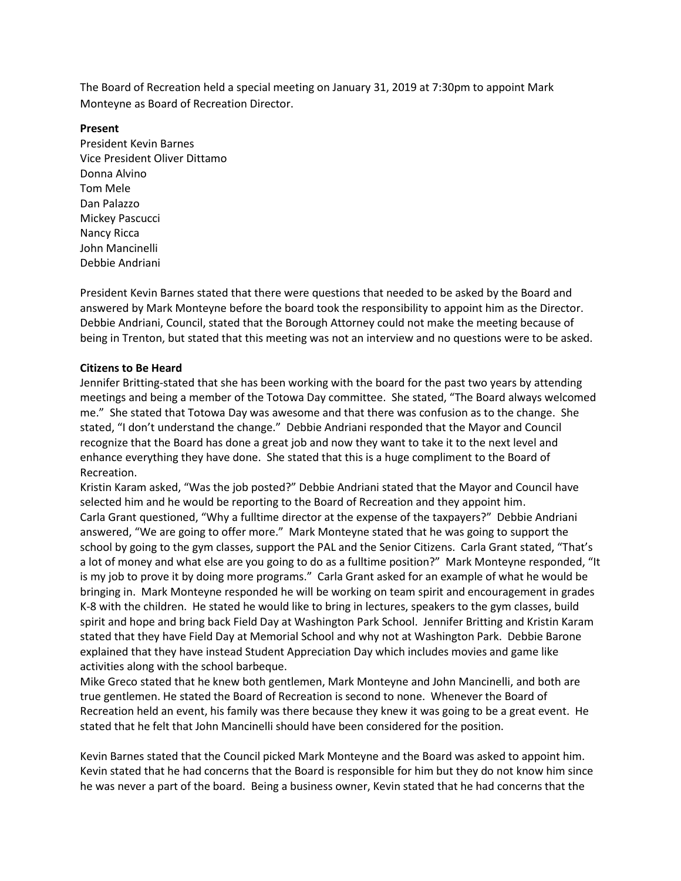The Board of Recreation held a special meeting on January 31, 2019 at 7:30pm to appoint Mark Monteyne as Board of Recreation Director.

**Present**

President Kevin Barnes
Vice President Oliver Dittamo
Donna Alvino
Tom Mele
Dan Palazzo
Mickey Pascucci
Nancy Ricca
John Mancinelli
Debbie Andriani

President Kevin Barnes stated that there were questions that needed to be asked by the Board and answered by Mark Monteyne before the board took the responsibility to appoint him as the Director. Debbie Andriani, Council, stated that the Borough Attorney could not make the meeting because of being in Trenton, but stated that this meeting was not an interview and no questions were to be asked.

**Citizens to Be Heard**

Jennifer Britting-stated that she has been working with the board for the past two years by attending meetings and being a member of the Totowa Day committee. She stated, "The Board always welcomed me." She stated that Totowa Day was awesome and that there was confusion as to the change. She stated, "I don't understand the change." Debbie Andriani responded that the Mayor and Council recognize that the Board has done a great job and now they want to take it to the next level and enhance everything they have done. She stated that this is a huge compliment to the Board of Recreation.

Kristin Karam asked, "Was the job posted?" Debbie Andriani stated that the Mayor and Council have selected him and he would be reporting to the Board of Recreation and they appoint him.

Carla Grant questioned, "Why a fulltime director at the expense of the taxpayers?" Debbie Andriani answered, "We are going to offer more." Mark Monteyne stated that he was going to support the school by going to the gym classes, support the PAL and the Senior Citizens. Carla Grant stated, "That's a lot of money and what else are you going to do as a fulltime position?" Mark Monteyne responded, "It is my job to prove it by doing more programs." Carla Grant asked for an example of what he would be bringing in. Mark Monteyne responded he will be working on team spirit and encouragement in grades K-8 with the children. He stated he would like to bring in lectures, speakers to the gym classes, build spirit and hope and bring back Field Day at Washington Park School. Jennifer Britting and Kristin Karam stated that they have Field Day at Memorial School and why not at Washington Park. Debbie Barone explained that they have instead Student Appreciation Day which includes movies and game like activities along with the school barbeque.

Mike Greco stated that he knew both gentlemen, Mark Monteyne and John Mancinelli, and both are true gentlemen. He stated the Board of Recreation is second to none. Whenever the Board of Recreation held an event, his family was there because they knew it was going to be a great event. He stated that he felt that John Mancinelli should have been considered for the position.

Kevin Barnes stated that the Council picked Mark Monteyne and the Board was asked to appoint him. Kevin stated that he had concerns that the Board is responsible for him but they do not know him since he was never a part of the board. Being a business owner, Kevin stated that he had concerns that the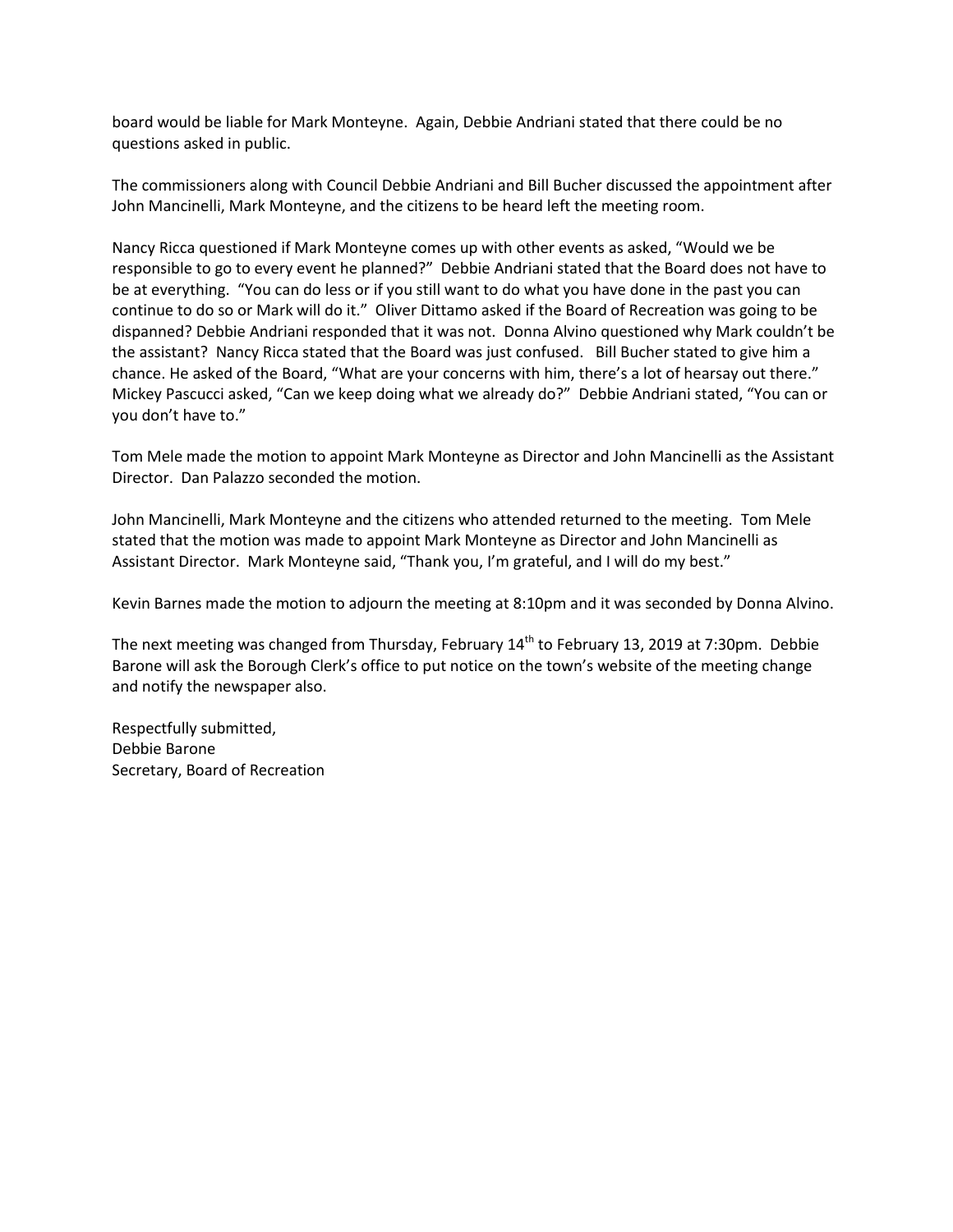board would be liable for Mark Monteyne. Again, Debbie Andriani stated that there could be no questions asked in public.

The commissioners along with Council Debbie Andriani and Bill Bucher discussed the appointment after John Mancinelli, Mark Monteyne, and the citizens to be heard left the meeting room.

Nancy Ricca questioned if Mark Monteyne comes up with other events as asked, "Would we be responsible to go to every event he planned?" Debbie Andriani stated that the Board does not have to be at everything. "You can do less or if you still want to do what you have done in the past you can continue to do so or Mark will do it." Oliver Dittamo asked if the Board of Recreation was going to be dispanned? Debbie Andriani responded that it was not. Donna Alvino questioned why Mark couldn't be the assistant? Nancy Ricca stated that the Board was just confused. Bill Bucher stated to give him a chance. He asked of the Board, "What are your concerns with him, there's a lot of hearsay out there." Mickey Pascucci asked, "Can we keep doing what we already do?" Debbie Andriani stated, "You can or you don't have to."

Tom Mele made the motion to appoint Mark Monteyne as Director and John Mancinelli as the Assistant Director. Dan Palazzo seconded the motion.

John Mancinelli, Mark Monteyne and the citizens who attended returned to the meeting. Tom Mele stated that the motion was made to appoint Mark Monteyne as Director and John Mancinelli as Assistant Director. Mark Monteyne said, "Thank you, I'm grateful, and I will do my best."

Kevin Barnes made the motion to adjourn the meeting at 8:10pm and it was seconded by Donna Alvino.

The next meeting was changed from Thursday, February 14th to February 13, 2019 at 7:30pm. Debbie Barone will ask the Borough Clerk's office to put notice on the town's website of the meeting change and notify the newspaper also.

Respectfully submitted,
Debbie Barone
Secretary, Board of Recreation